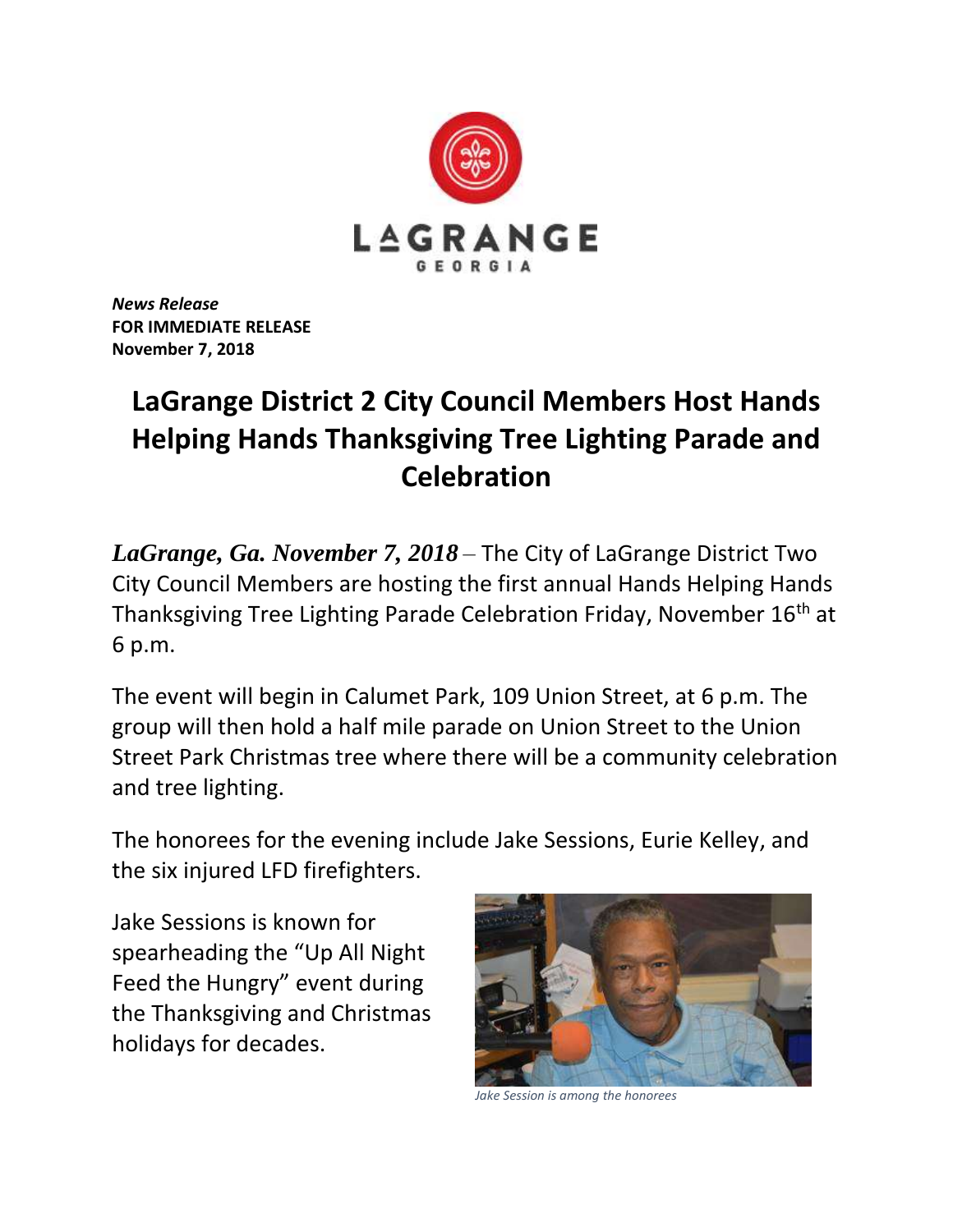LAGRANGE

GEORGIA

***News Release***
**FOR IMMEDIATE RELEASE**
**November 7, 2018**

# LaGrange District 2 City Council Members Host Hands Helping Hands Thanksgiving Tree Lighting Parade and Celebration

***LaGrange, Ga. November 7, 2018*** – The City of LaGrange District Two City Council Members are hosting the first annual Hands Helping Hands Thanksgiving Tree Lighting Parade Celebration Friday, November 16th at 6 p.m.

The event will begin in Calumet Park, 109 Union Street, at 6 p.m. The group will then hold a half mile parade on Union Street to the Union Street Park Christmas tree where there will be a community celebration and tree lighting.

The honorees for the evening include Jake Sessions, Eurie Kelley, and the six injured LFD firefighters.

Jake Sessions is known for spearheading the "Up All Night Feed the Hungry" event during the Thanksgiving and Christmas holidays for decades.

*Jake Session is among the honorees*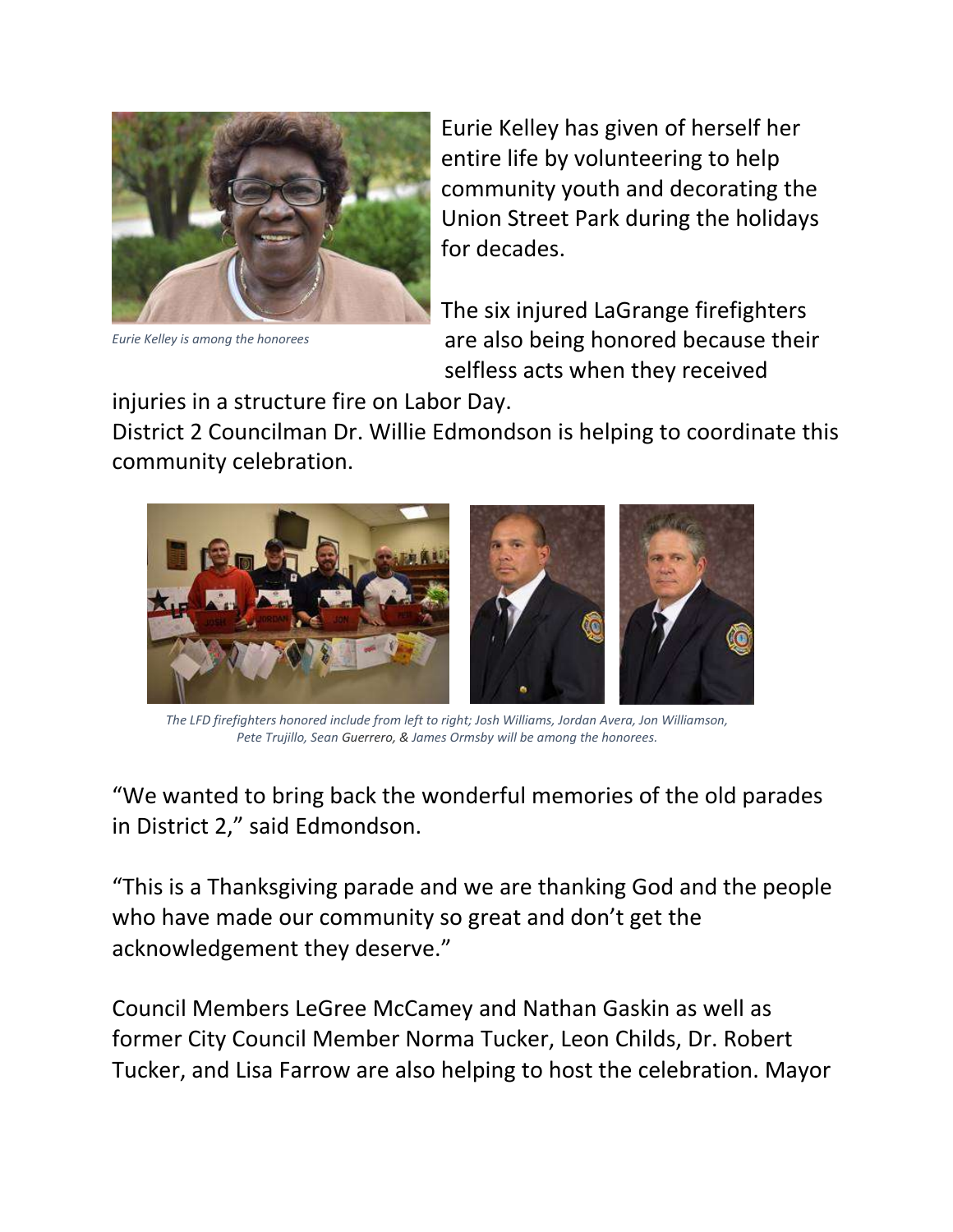*Eurie Kelley is among the honorees*

Eurie Kelley has given of herself her entire life by volunteering to help community youth and decorating the Union Street Park during the holidays for decades.

The six injured LaGrange firefighters are also being honored because their selfless acts when they received injuries in a structure fire on Labor Day.

District 2 Councilman Dr. Willie Edmondson is helping to coordinate this community celebration.

*The LFD firefighters honored include from left to right; Josh Williams, Jordan Avera, Jon Williamson, Pete Trujillo, Sean Guerrero, & James Ormsby will be among the honorees.*

"We wanted to bring back the wonderful memories of the old parades in District 2," said Edmondson.

"This is a Thanksgiving parade and we are thanking God and the people who have made our community so great and don't get the acknowledgement they deserve."

Council Members LeGree McCamey and Nathan Gaskin as well as former City Council Member Norma Tucker, Leon Childs, Dr. Robert Tucker, and Lisa Farrow are also helping to host the celebration. Mayor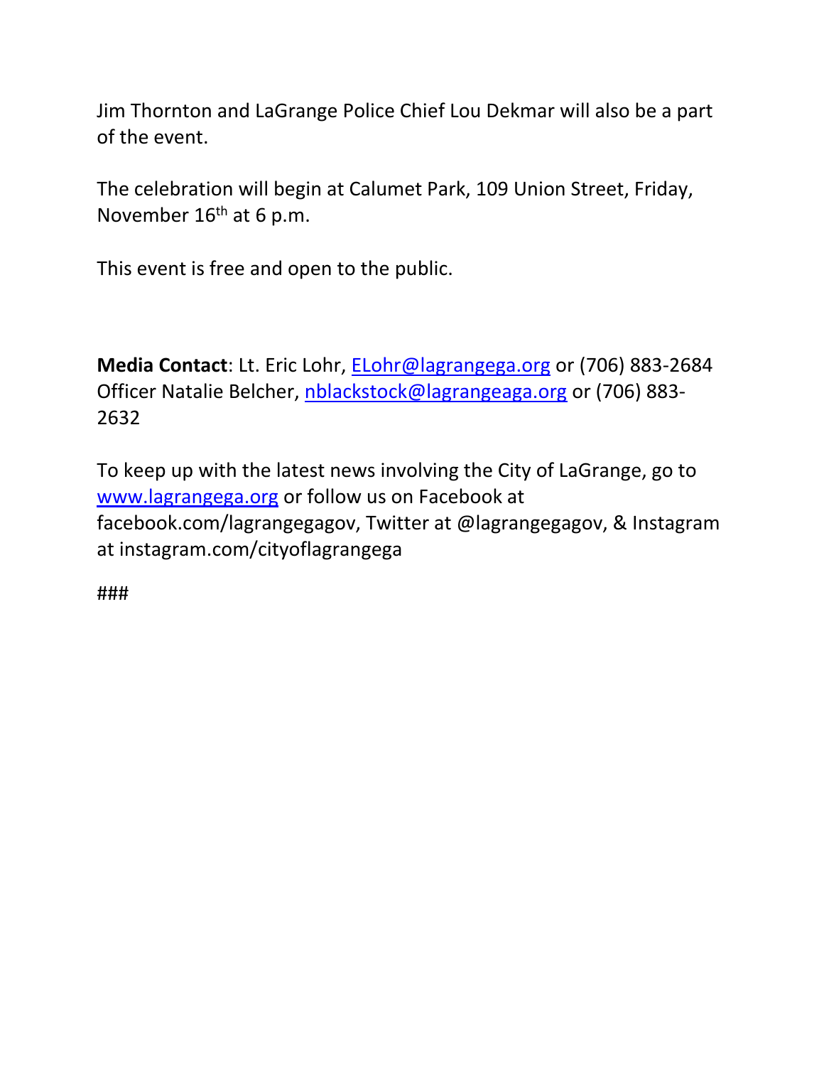Jim Thornton and LaGrange Police Chief Lou Dekmar will also be a part of the event.

The celebration will begin at Calumet Park, 109 Union Street, Friday, November 16th at 6 p.m.

This event is free and open to the public.

**Media Contact**: Lt. Eric Lohr, ELohr@lagrangega.org or (706) 883-2684
Officer Natalie Belcher, nblackstock@lagrangeaga.org or (706) 883-2632

To keep up with the latest news involving the City of LaGrange, go to www.lagrangega.org or follow us on Facebook at facebook.com/lagrangegagov, Twitter at @lagrangegagov, & Instagram at instagram.com/cityoflagrangega

###